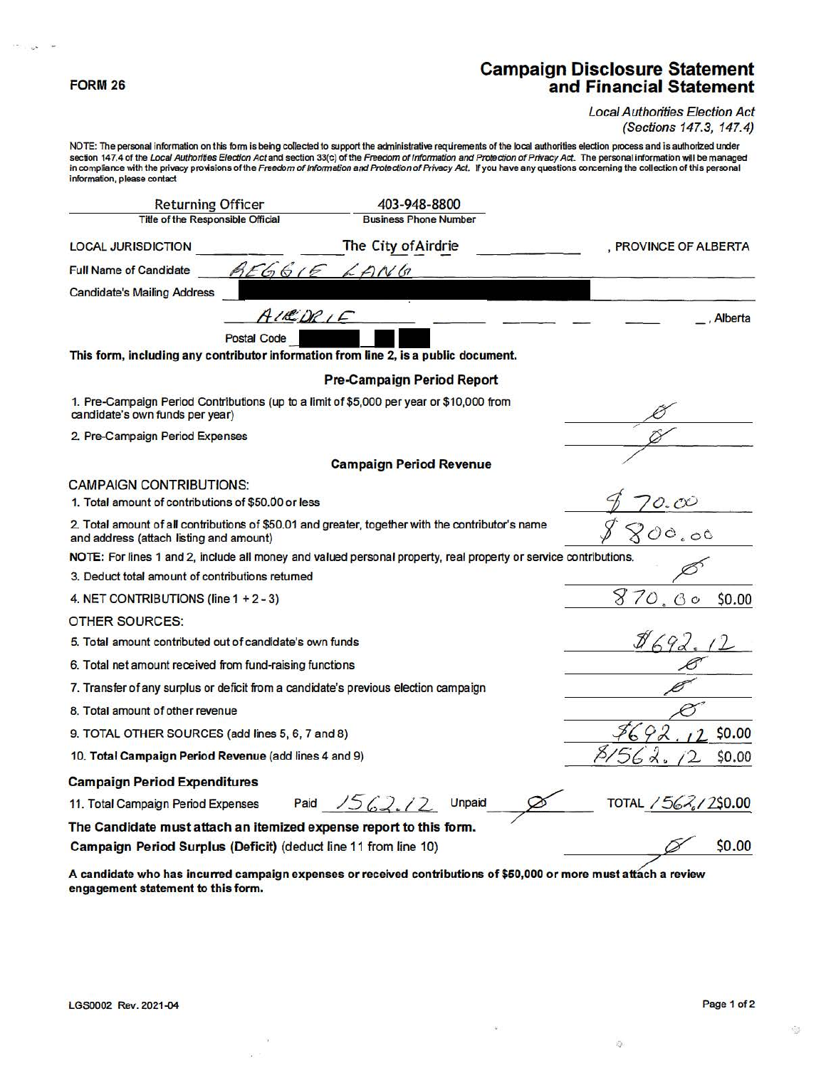**FORM 26**

# Campaign Disclosure Statement and Financial Statement

*Local Authorities Election Act (Sections 147.3, 147.4)*

NOTE: The personal information on this form is being collected to support the administrative requirements of the local authorities election process and is authorized under section 147.4 of the *Local Authorities Election Act* and section 33(c) of the *Freedom of Information and Protection of Privacy Act*. The personal information will be managed in compliance with the privacy provisions of the *Freedom of Information and Protection of Privacy Act*. If you have any questions concerning the collection of this personal information, please contact

| Returning Officer | 403-948-8800 |
|---|---|
| Title of the Responsible Official | Business Phone Number |

LOCAL JURISDICTION The City of Airdrie, PROVINCE OF ALBERTA

Full Name of Candidate REGGIE LANG

Candidate's Mailing Address [redacted]

AIRDRIE, Alberta

Postal Code [redacted]

**This form, including any contributor information from line 2, is a public document.**

### Pre-Campaign Period Report

| | |
|---|---|
| 1. Pre-Campaign Period Contributions (up to a limit of $5,000 per year or $10,000 from candidate's own funds per year) | Ø |
| 2. Pre-Campaign Period Expenses | Ø |

### Campaign Period Revenue

CAMPAIGN CONTRIBUTIONS:

| | |
|---|---|
| 1. Total amount of contributions of $50.00 or less | $70.00 |
| 2. Total amount of all contributions of $50.01 and greater, together with the contributor's name and address (attach listing and amount) | $800.00 |

NOTE: For lines 1 and 2, include all money and valued personal property, real property or service contributions.

| | |
|---|---|
| 3. Deduct total amount of contributions returned | Ø |
| 4. NET CONTRIBUTIONS (line 1 + 2 - 3) | 870.00 $0.00 |

OTHER SOURCES:

| | |
|---|---|
| 5. Total amount contributed out of candidate's own funds | $692.12 |
| 6. Total net amount received from fund-raising functions | Ø |
| 7. Transfer of any surplus or deficit from a candidate's previous election campaign | Ø |
| 8. Total amount of other revenue | Ø |
| 9. TOTAL OTHER SOURCES (add lines 5, 6, 7 and 8) | $692.12 $0.00 |
| 10. **Total Campaign Period Revenue** (add lines 4 and 9) | $1562.12 $0.00 |

### Campaign Period Expenditures

11. Total Campaign Period Expenses Paid 1562.12 Unpaid Ø TOTAL 1562.12 $0.00

**The Candidate must attach an itemized expense report to this form.**

**Campaign Period Surplus (Deficit)** (deduct line 11 from line 10) Ø $0.00

**A candidate who has incurred campaign expenses or received contributions of $50,000 or more must attach a review engagement statement to this form.**

LGS0002 Rev. 2021-04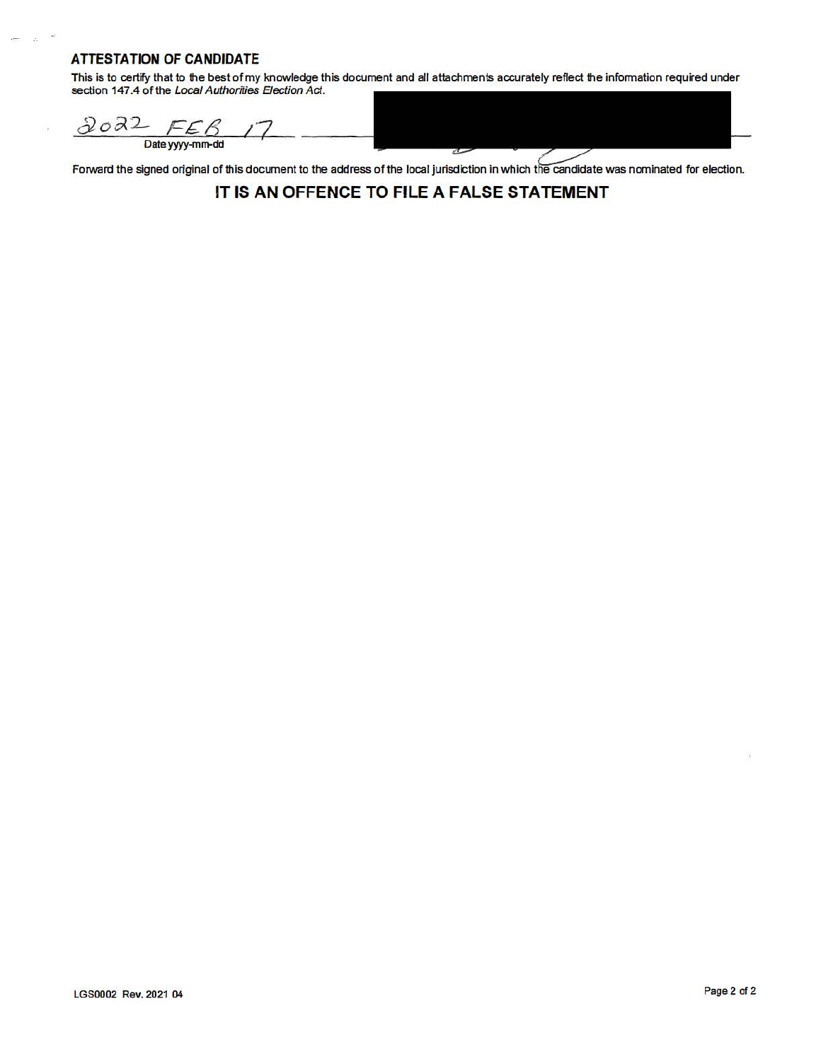## ATTESTATION OF CANDIDATE

This is to certify that to the best of my knowledge this document and all attachments accurately reflect the information required under section 147.4 of the *Local Authorities Election Act*.

2022 FEB 17

Date yyyy-mm-dd

Forward the signed original of this document to the address of the local jurisdiction in which the candidate was nominated for election.

**IT IS AN OFFENCE TO FILE A FALSE STATEMENT**

LGS0002 Rev. 2021 04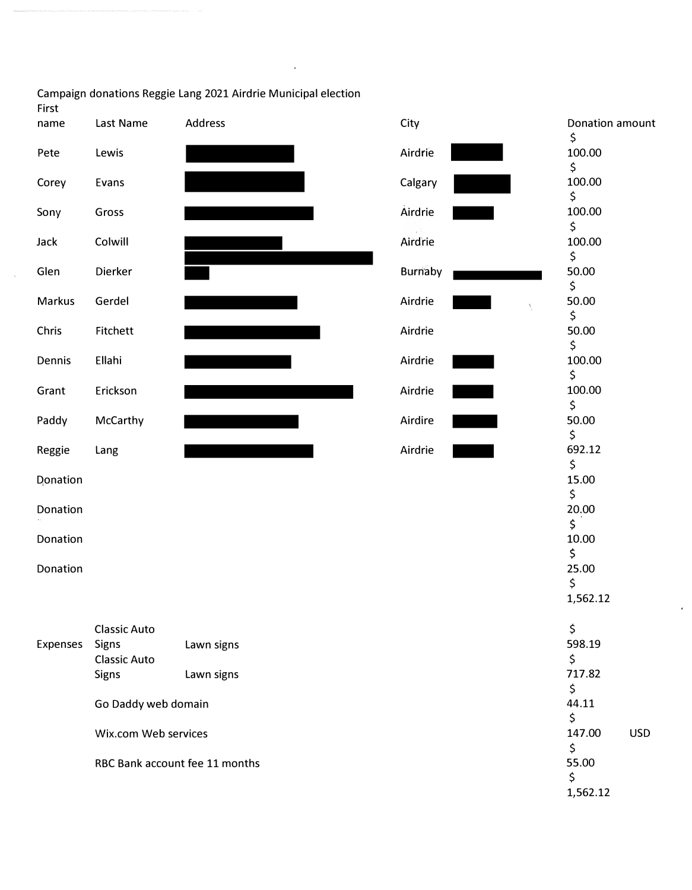Campaign donations Reggie Lang 2021 Airdrie Municipal election

| First name | Last Name | Address | City | | Donation amount |
|---|---|---|---|---|---|
| Pete | Lewis | | Airdrie | | $ 100.00 |
| Corey | Evans | | Calgary | | $ 100.00 |
| Sony | Gross | | Airdrie | | $ 100.00 |
| Jack | Colwill | | Airdrie | | $ 100.00 |
| Glen | Dierker | | Burnaby | | $ 50.00 |
| Markus | Gerdel | | Airdrie | | $ 50.00 |
| Chris | Fitchett | | Airdrie | | $ 50.00 |
| Dennis | Ellahi | | Airdrie | | $ 100.00 |
| Grant | Erickson | | Airdrie | | $ 100.00 |
| Paddy | McCarthy | | Airdire | | $ 50.00 |
| Reggie | Lang | | Airdrie | | $ 692.12 |
| Donation | | | | | $ 15.00 |
| Donation | | | | | $ 20.00 |
| Donation | | | | | $ 10.00 |
| Donation | | | | | $ 25.00 |
| | | | | | $ 1,562.12 |

| | | | | |
|---|---|---|---|---|
| Expenses | Classic Auto Signs | Lawn signs | $ 598.19 | |
| | Classic Auto Signs | Lawn signs | $ 717.82 | |
| | Go Daddy web domain | | $ 44.11 | |
| | Wix.com Web services | | $ 147.00 | USD |
| | RBC Bank account fee 11 months | | $ 55.00 | |
| | | | $ 1,562.12 | |